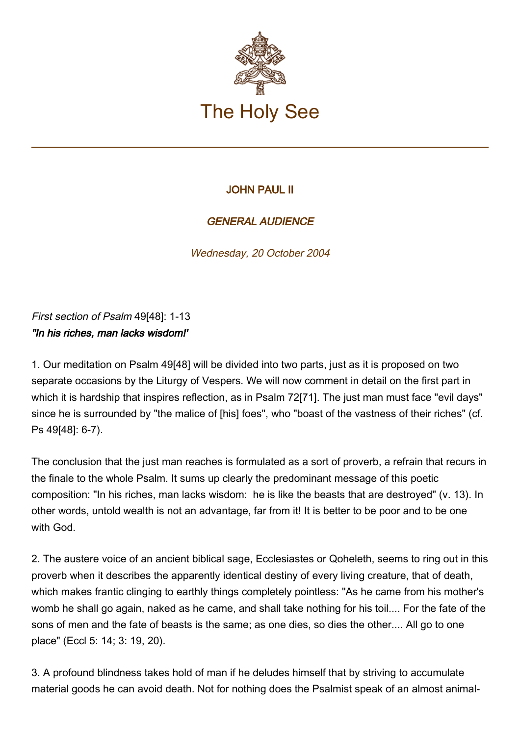# The Holy See

JOHN PAUL II

*GENERAL AUDIENCE*

*Wednesday, 20 October 2004*

*First section of Psalm* 49[48]: 1-13
***"In his riches, man lacks wisdom!'***

1. Our meditation on Psalm 49[48] will be divided into two parts, just as it is proposed on two separate occasions by the Liturgy of Vespers. We will now comment in detail on the first part in which it is hardship that inspires reflection, as in Psalm 72[71]. The just man must face "evil days" since he is surrounded by "the malice of [his] foes", who "boast of the vastness of their riches" (cf. Ps 49[48]: 6-7).

The conclusion that the just man reaches is formulated as a sort of proverb, a refrain that recurs in the finale to the whole Psalm. It sums up clearly the predominant message of this poetic composition: "In his riches, man lacks wisdom: he is like the beasts that are destroyed" (v. 13). In other words, untold wealth is not an advantage, far from it! It is better to be poor and to be one with God.

2. The austere voice of an ancient biblical sage, Ecclesiastes or Qoheleth, seems to ring out in this proverb when it describes the apparently identical destiny of every living creature, that of death, which makes frantic clinging to earthly things completely pointless: "As he came from his mother's womb he shall go again, naked as he came, and shall take nothing for his toil.... For the fate of the sons of men and the fate of beasts is the same; as one dies, so dies the other.... All go to one place" (Eccl 5: 14; 3: 19, 20).

3. A profound blindness takes hold of man if he deludes himself that by striving to accumulate material goods he can avoid death. Not for nothing does the Psalmist speak of an almost animal-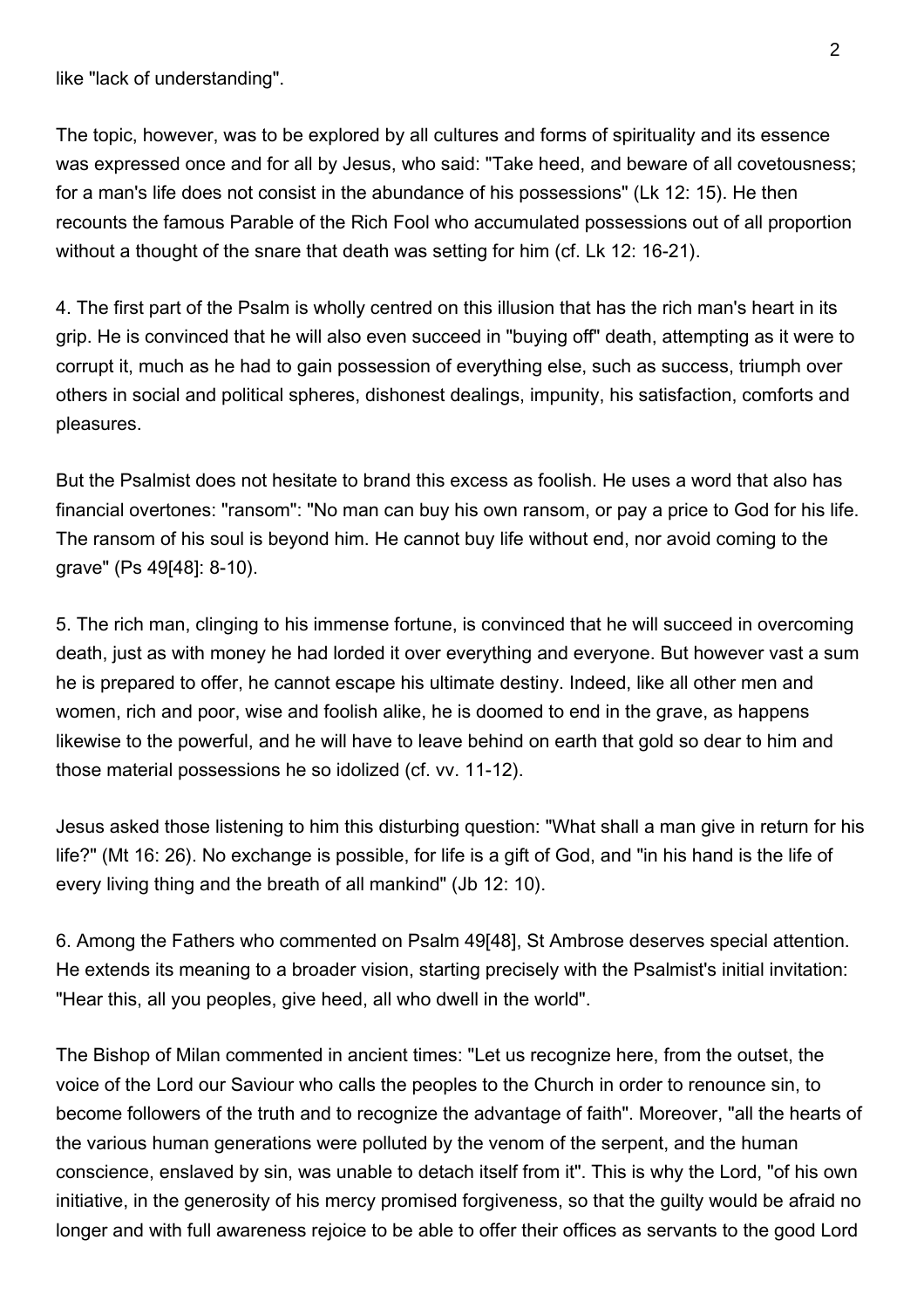like "lack of understanding".

The topic, however, was to be explored by all cultures and forms of spirituality and its essence was expressed once and for all by Jesus, who said: "Take heed, and beware of all covetousness; for a man's life does not consist in the abundance of his possessions" (Lk 12: 15). He then recounts the famous Parable of the Rich Fool who accumulated possessions out of all proportion without a thought of the snare that death was setting for him (cf. Lk 12: 16-21).

4. The first part of the Psalm is wholly centred on this illusion that has the rich man's heart in its grip. He is convinced that he will also even succeed in "buying off" death, attempting as it were to corrupt it, much as he had to gain possession of everything else, such as success, triumph over others in social and political spheres, dishonest dealings, impunity, his satisfaction, comforts and pleasures.

But the Psalmist does not hesitate to brand this excess as foolish. He uses a word that also has financial overtones: "ransom": "No man can buy his own ransom, or pay a price to God for his life. The ransom of his soul is beyond him. He cannot buy life without end, nor avoid coming to the grave" (Ps 49[48]: 8-10).

5. The rich man, clinging to his immense fortune, is convinced that he will succeed in overcoming death, just as with money he had lorded it over everything and everyone. But however vast a sum he is prepared to offer, he cannot escape his ultimate destiny. Indeed, like all other men and women, rich and poor, wise and foolish alike, he is doomed to end in the grave, as happens likewise to the powerful, and he will have to leave behind on earth that gold so dear to him and those material possessions he so idolized (cf. vv. 11-12).

Jesus asked those listening to him this disturbing question: "What shall a man give in return for his life?" (Mt 16: 26). No exchange is possible, for life is a gift of God, and "in his hand is the life of every living thing and the breath of all mankind" (Jb 12: 10).

6. Among the Fathers who commented on Psalm 49[48], St Ambrose deserves special attention. He extends its meaning to a broader vision, starting precisely with the Psalmist's initial invitation: "Hear this, all you peoples, give heed, all who dwell in the world".

The Bishop of Milan commented in ancient times: "Let us recognize here, from the outset, the voice of the Lord our Saviour who calls the peoples to the Church in order to renounce sin, to become followers of the truth and to recognize the advantage of faith". Moreover, "all the hearts of the various human generations were polluted by the venom of the serpent, and the human conscience, enslaved by sin, was unable to detach itself from it". This is why the Lord, "of his own initiative, in the generosity of his mercy promised forgiveness, so that the guilty would be afraid no longer and with full awareness rejoice to be able to offer their offices as servants to the good Lord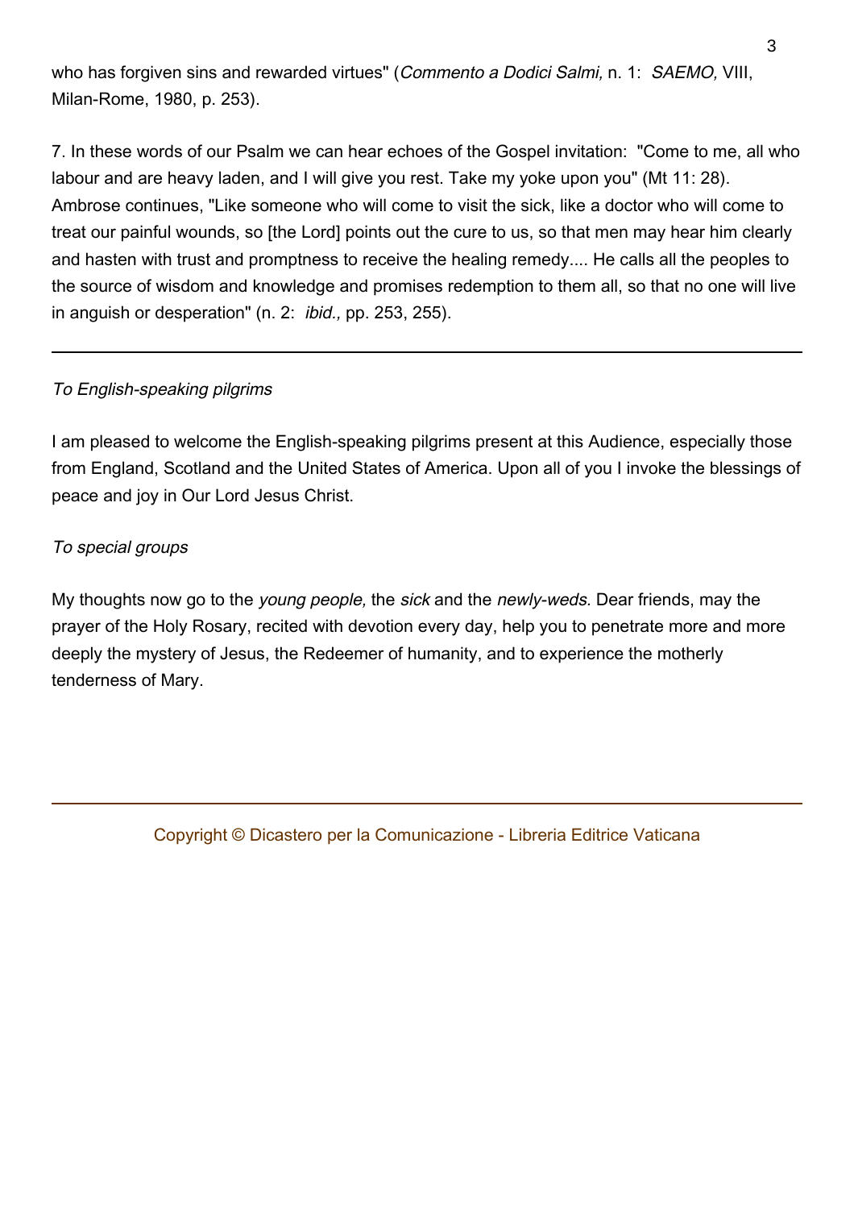who has forgiven sins and rewarded virtues" (*Commento a Dodici Salmi,* n. 1: *SAEMO,* VIII, Milan-Rome, 1980, p. 253).

7. In these words of our Psalm we can hear echoes of the Gospel invitation: "Come to me, all who labour and are heavy laden, and I will give you rest. Take my yoke upon you" (Mt 11: 28). Ambrose continues, "Like someone who will come to visit the sick, like a doctor who will come to treat our painful wounds, so [the Lord] points out the cure to us, so that men may hear him clearly and hasten with trust and promptness to receive the healing remedy.... He calls all the peoples to the source of wisdom and knowledge and promises redemption to them all, so that no one will live in anguish or desperation" (n. 2: *ibid.,* pp. 253, 255).

---

*To English-speaking pilgrims*

I am pleased to welcome the English-speaking pilgrims present at this Audience, especially those from England, Scotland and the United States of America. Upon all of you I invoke the blessings of peace and joy in Our Lord Jesus Christ.

*To special groups*

My thoughts now go to the *young people,* the *sick* and the *newly-weds.* Dear friends, may the prayer of the Holy Rosary, recited with devotion every day, help you to penetrate more and more deeply the mystery of Jesus, the Redeemer of humanity, and to experience the motherly tenderness of Mary.

---

Copyright © Dicastero per la Comunicazione - Libreria Editrice Vaticana